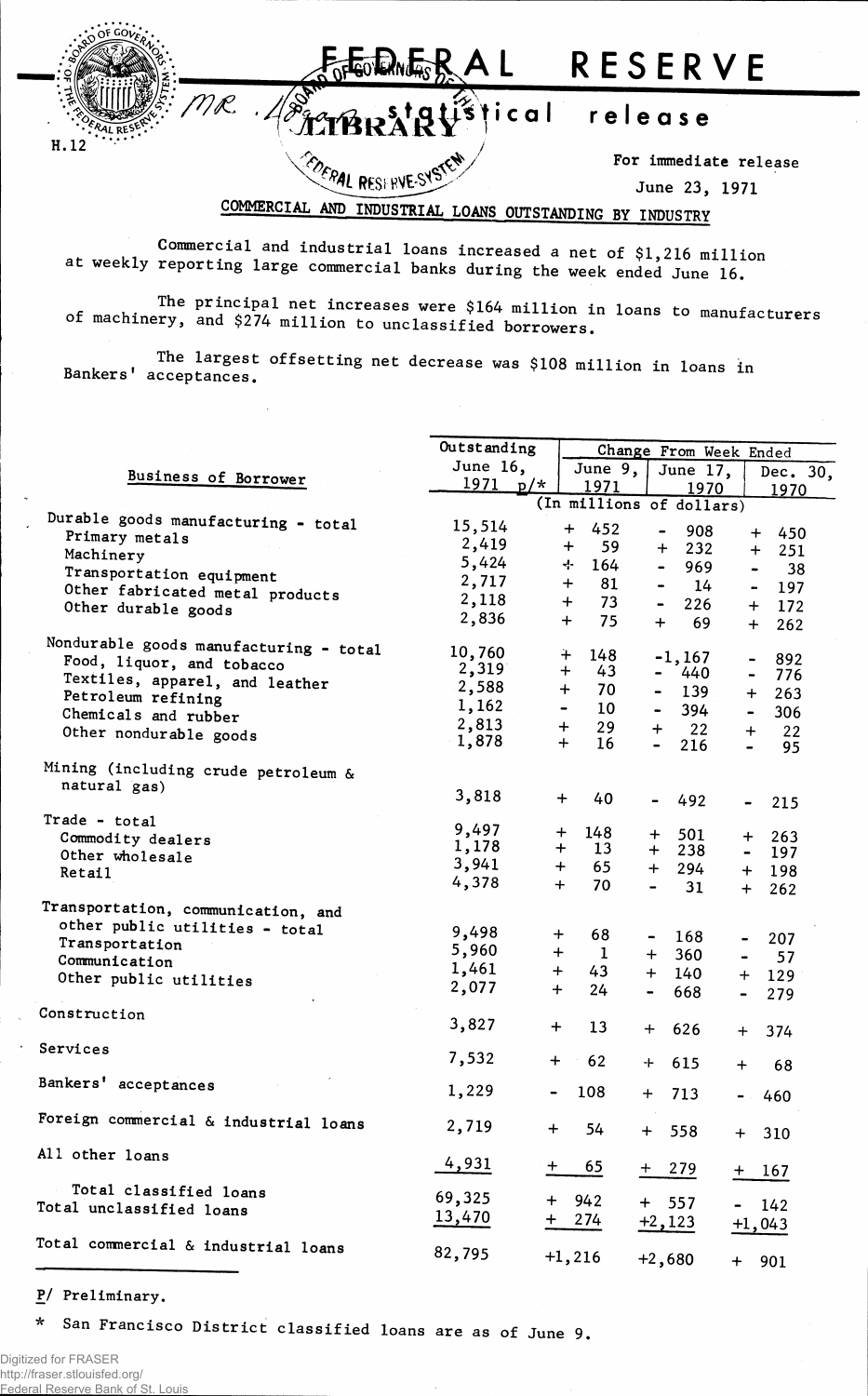# FEDERAL RESERVE statistical release

H.12

For immediate release

June 23, 1971

## COMMERCIAL AND INDUSTRIAL LOANS OUTSTANDING BY INDUSTRY

Commercial and industrial loans increased a net of $1,216 million at weekly reporting large commercial banks during the week ended June 16.

The principal net increases were $164 million in loans to manufacturers of machinery, and $274 million to unclassified borrowers.

The largest offsetting net decrease was $108 million in loans in Bankers' acceptances.

| Business of Borrower | Outstanding June 16, 1971 p/* | Change From Week Ended June 9, 1971 | Change From Week Ended June 17, 1970 | Change From Week Ended Dec. 30, 1970 |
|---|---|---|---|---|
| | (In millions of dollars) | | | |
| Durable goods manufacturing - total | 15,514 | + 452 | - 908 | + 450 |
| Primary metals | 2,419 | + 59 | + 232 | + 251 |
| Machinery | 5,424 | + 164 | - 969 | - 38 |
| Transportation equipment | 2,717 | + 81 | - 14 | - 197 |
| Other fabricated metal products | 2,118 | + 73 | - 226 | + 172 |
| Other durable goods | 2,836 | + 75 | + 69 | + 262 |
| Nondurable goods manufacturing - total | 10,760 | + 148 | -1,167 | - 892 |
| Food, liquor, and tobacco | 2,319 | + 43 | - 440 | - 776 |
| Textiles, apparel, and leather | 2,588 | + 70 | - 139 | + 263 |
| Petroleum refining | 1,162 | - 10 | - 394 | - 306 |
| Chemicals and rubber | 2,813 | + 29 | + 22 | + 22 |
| Other nondurable goods | 1,878 | + 16 | - 216 | - 95 |
| Mining (including crude petroleum & natural gas) | 3,818 | + 40 | - 492 | - 215 |
| Trade - total | 9,497 | + 148 | + 501 | + 263 |
| Commodity dealers | 1,178 | + 13 | + 238 | - 197 |
| Other wholesale | 3,941 | + 65 | + 294 | + 198 |
| Retail | 4,378 | + 70 | - 31 | + 262 |
| Transportation, communication, and other public utilities - total | 9,498 | + 68 | - 168 | - 207 |
| Transportation | 5,960 | + 1 | + 360 | - 57 |
| Communication | 1,461 | + 43 | + 140 | + 129 |
| Other public utilities | 2,077 | + 24 | - 668 | - 279 |
| Construction | 3,827 | + 13 | + 626 | + 374 |
| Services | 7,532 | + 62 | + 615 | + 68 |
| Bankers' acceptances | 1,229 | - 108 | + 713 | - 460 |
| Foreign commercial & industrial loans | 2,719 | + 54 | + 558 | + 310 |
| All other loans | 4,931 | + 65 | + 279 | + 167 |
| Total classified loans | 69,325 | + 942 | + 557 | - 142 |
| Total unclassified loans | 13,470 | + 274 | +2,123 | +1,043 |
| Total commercial & industrial loans | 82,795 | +1,216 | +2,680 | + 901 |

P/ Preliminary.

\* San Francisco District classified loans are as of June 9.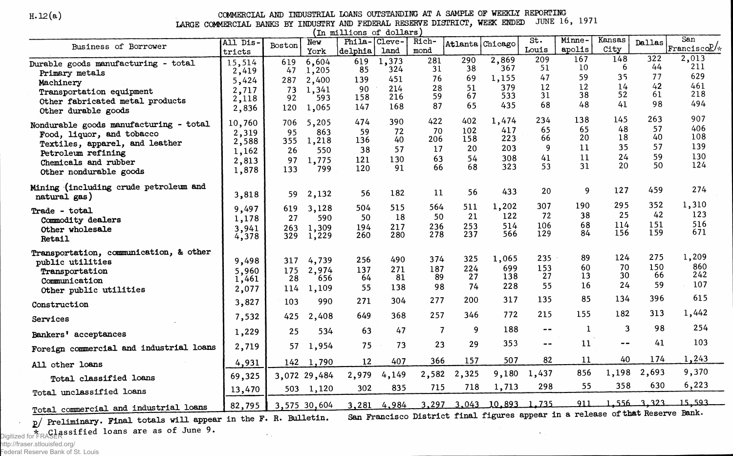H.12(a)

COMMERCIAL AND INDUSTRIAL LOANS OUTSTANDING AT A SAMPLE OF WEEKLY REPORTING LARGE COMMERCIAL BANKS BY INDUSTRY AND FEDERAL RESERVE DISTRICT, WEEK ENDED JUNE 16, 1971

(In millions of dollars)

| Business of Borrower | All Districts | Boston | New York | Philadelphia | Cleveland | Richmond | Atlanta | Chicago | St. Louis | Minneapolis | Kansas City | Dallas | San Francisco p/ * |
|---|---|---|---|---|---|---|---|---|---|---|---|---|---|
| Durable goods manufacturing - total | 15,514 | 619 | 6,604 | 619 | 1,373 | 281 | 290 | 2,869 | 209 | 167 | 148 | 322 | 2,013 |
| Primary metals | 2,419 | 47 | 1,205 | 85 | 324 | 31 | 38 | 367 | 51 | 10 | 6 | 44 | 211 |
| Machinery | 5,424 | 287 | 2,400 | 139 | 451 | 76 | 69 | 1,155 | 47 | 59 | 35 | 77 | 629 |
| Transportation equipment | 2,717 | 73 | 1,341 | 90 | 214 | 28 | 51 | 379 | 12 | 12 | 14 | 42 | 461 |
| Other fabricated metal products | 2,118 | 92 | 593 | 158 | 216 | 59 | 67 | 533 | 31 | 38 | 52 | 61 | 218 |
| Other durable goods | 2,836 | 120 | 1,065 | 147 | 168 | 87 | 65 | 435 | 68 | 48 | 41 | 98 | 494 |
| Nondurable goods manufacturing - total | 10,760 | 706 | 5,205 | 474 | 390 | 422 | 402 | 1,474 | 234 | 138 | 145 | 263 | 907 |
| Food, liquor, and tobacco | 2,319 | 95 | 863 | 59 | 72 | 70 | 102 | 417 | 65 | 65 | 48 | 57 | 406 |
| Textiles, apparel, and leather | 2,588 | 355 | 1,218 | 136 | 40 | 206 | 158 | 223 | 66 | 20 | 18 | 40 | 108 |
| Petroleum refining | 1,162 | 26 | 550 | 38 | 57 | 17 | 20 | 203 | 9 | 11 | 35 | 57 | 139 |
| Chemicals and rubber | 2,813 | 97 | 1,775 | 121 | 130 | 63 | 54 | 308 | 41 | 11 | 24 | 59 | 130 |
| Other nondurable goods | 1,878 | 133 | 799 | 120 | 91 | 66 | 68 | 323 | 53 | 31 | 20 | 50 | 124 |
| Mining (including crude petroleum and natural gas) | 3,818 | 59 | 2,132 | 56 | 182 | 11 | 56 | 433 | 20 | 9 | 127 | 459 | 274 |
| Trade - total | 9,497 | 619 | 3,128 | 504 | 515 | 564 | 511 | 1,202 | 307 | 190 | 295 | 352 | 1,310 |
| Commodity dealers | 1,178 | 27 | 590 | 50 | 18 | 50 | 21 | 122 | 72 | 38 | 25 | 42 | 123 |
| Other wholesale | 3,941 | 263 | 1,309 | 194 | 217 | 236 | 253 | 514 | 106 | 68 | 114 | 151 | 516 |
| Retail | 4,378 | 329 | 1,229 | 260 | 280 | 278 | 237 | 566 | 129 | 84 | 156 | 159 | 671 |
| Transportation, communication, & other public utilities | 9,498 | 317 | 4,739 | 256 | 490 | 374 | 325 | 1,065 | 235 | 89 | 124 | 275 | 1,209 |
| Transportation | 5,960 | 175 | 2,974 | 137 | 271 | 187 | 224 | 699 | 153 | 60 | 70 | 150 | 860 |
| Communication | 1,461 | 28 | 656 | 64 | 81 | 89 | 27 | 138 | 27 | 13 | 30 | 66 | 242 |
| Other public utilities | 2,077 | 114 | 1,109 | 55 | 138 | 98 | 74 | 228 | 55 | 16 | 24 | 59 | 107 |
| Construction | 3,827 | 103 | 990 | 271 | 304 | 277 | 200 | 317 | 135 | 85 | 134 | 396 | 615 |
| Services | 7,532 | 425 | 2,408 | 649 | 368 | 257 | 346 | 772 | 215 | 155 | 182 | 313 | 1,442 |
| Bankers' acceptances | 1,229 | 25 | 534 | 63 | 47 | 7 | 9 | 188 | -- | 1 | 3 | 98 | 254 |
| Foreign commercial and industrial loans | 2,719 | 57 | 1,954 | 75 | 73 | 23 | 29 | 353 | -- | 11 | -- | 41 | 103 |
| All other loans | 4,931 | 142 | 1,790 | 12 | 407 | 366 | 157 | 507 | 82 | 11 | 40 | 174 | 1,243 |
| Total classified loans | 69,325 | 3,072 | 29,484 | 2,979 | 4,149 | 2,582 | 2,325 | 9,180 | 1,437 | 856 | 1,198 | 2,693 | 9,370 |
| Total unclassified loans | 13,470 | 503 | 1,120 | 302 | 835 | 715 | 718 | 1,713 | 298 | 55 | 358 | 630 | 6,223 |
| Total commercial and industrial loans | 82,795 | 3,575 | 30,604 | 3,281 | 4,984 | 3,297 | 3,043 | 10,893 | 1,735 | 911 | 1,556 | 3,323 | 15,593 |

p/ Preliminary. Final totals will appear in the F. R. Bulletin. San Francisco District final figures appear in a release of that Reserve Bank.

* Classified loans are as of June 9.